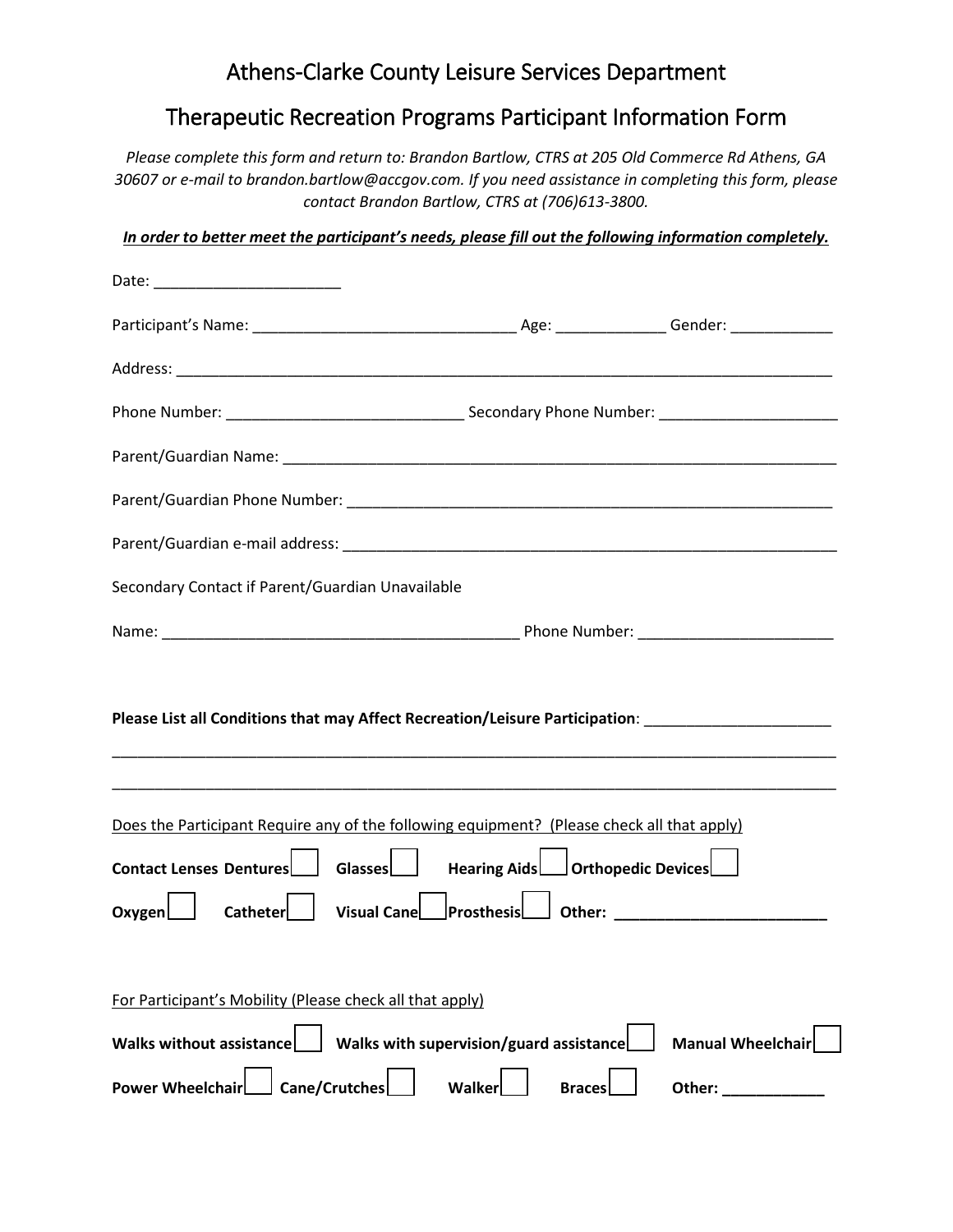# Athens-Clarke County Leisure Services Department

## Therapeutic Recreation Programs Participant Information Form

*Please complete this form and return to: Brandon Bartlow, CTRS at 205 Old Commerce Rd Athens, GA 30607 or e-mail to brandon.bartlow@accgov.com. If you need assistance in completing this form, please contact Brandon Bartlow, CTRS at (706)613-3800.*

***In order to better meet the participant's needs, please fill out the following information completely.***

Date: ______________________

Participant's Name: _______________________________ Age: _____________ Gender: ____________

Address: ________________________________________________________________________________

Phone Number: ____________________________ Secondary Phone Number: _____________________

Parent/Guardian Name: _____________________________________________________________________

Parent/Guardian Phone Number: _______________________________________________________________

Parent/Guardian e-mail address: ______________________________________________________________

Secondary Contact if Parent/Guardian Unavailable

Name: __________________________________________ Phone Number: _______________________

**Please List all Conditions that may Affect Recreation/Leisure Participation**: _____________________

_________________________________________________________________________________________

_________________________________________________________________________________________

Does the Participant Require any of the following equipment? (Please check all that apply)

**Contact Lenses Dentures** ☐ **Glasses** ☐ **Hearing Aids** ☐ **Orthopedic Devices** ☐

**Oxygen** ☐ **Catheter** ☐ **Visual Cane** ☐ **Prosthesis** ☐ **Other: ________________________**

For Participant's Mobility (Please check all that apply)

**Walks without assistance** ☐ **Walks with supervision/guard assistance** ☐ **Manual Wheelchair** ☐

**Power Wheelchair** ☐ **Cane/Crutches** ☐ **Walker** ☐ **Braces** ☐ **Other: ____________**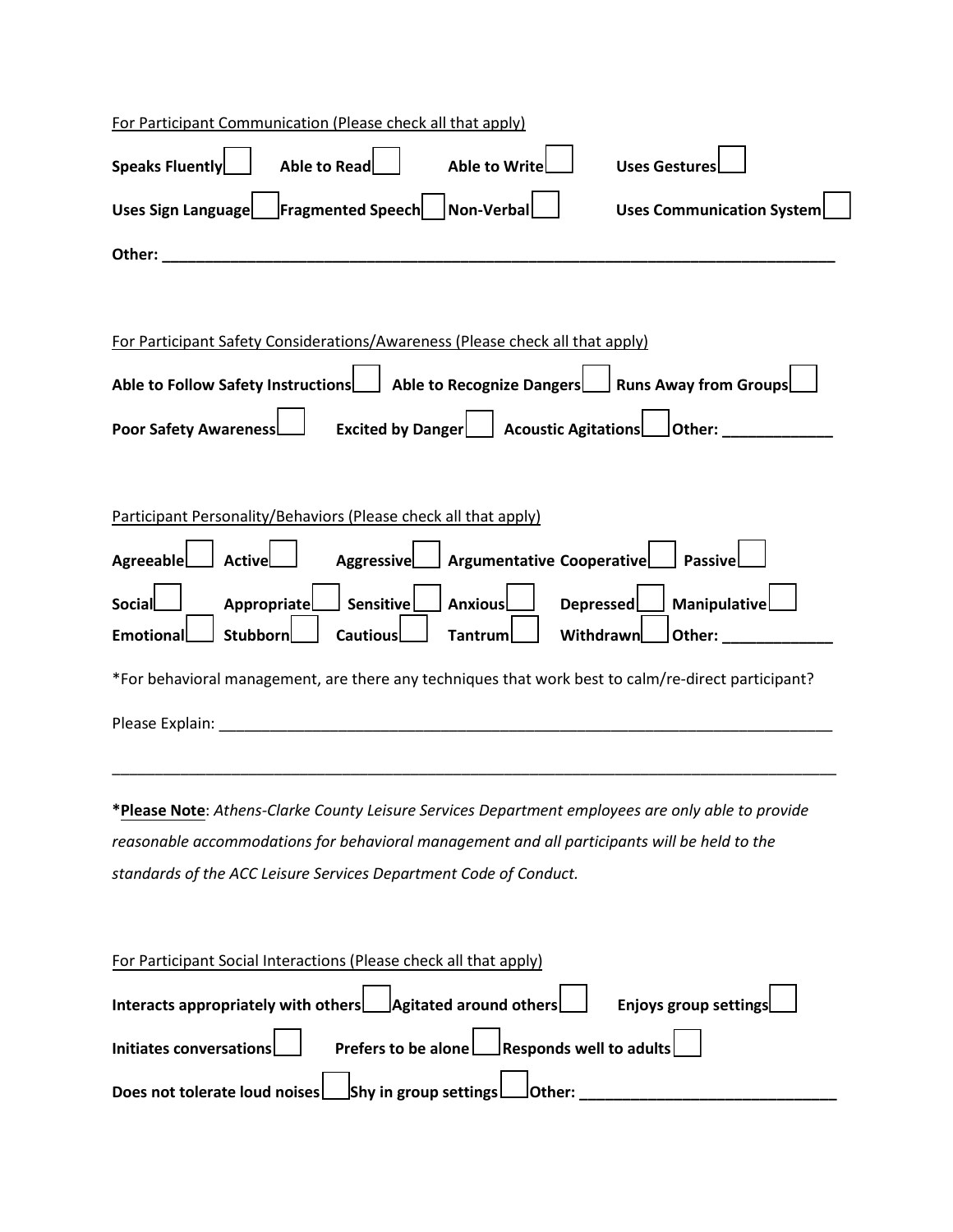For Participant Communication (Please check all that apply)

**Speaks Fluently** ☐ **Able to Read** ☐ **Able to Write** ☐ **Uses Gestures** ☐

**Uses Sign Language** ☐ **Fragmented Speech** ☐ **Non-Verbal** ☐ **Uses Communication System** ☐

**Other: ___________________________________________________________________________**

For Participant Safety Considerations/Awareness (Please check all that apply)

**Able to Follow Safety Instructions** ☐ **Able to Recognize Dangers** ☐ **Runs Away from Groups** ☐

**Poor Safety Awareness** ☐ **Excited by Danger** ☐ **Acoustic Agitations** ☐ **Other: _____________**

Participant Personality/Behaviors (Please check all that apply)

**Agreeable** ☐ **Active** ☐ **Aggressive** ☐ **Argumentative** **Cooperative** ☐ **Passive** ☐

**Social** ☐ **Appropriate** ☐ **Sensitive** ☐ **Anxious** ☐ **Depressed** ☐ **Manipulative** ☐

**Emotional** ☐ **Stubborn** ☐ **Cautious** ☐ **Tantrum** ☐ **Withdrawn** ☐ **Other: _____________**

*For behavioral management, are there any techniques that work best to calm/re-direct participant?

Please Explain: ___________________________________________________________________________

_______________________________________________________________________________________

***Please Note**: *Athens-Clarke County Leisure Services Department employees are only able to provide reasonable accommodations for behavioral management and all participants will be held to the standards of the ACC Leisure Services Department Code of Conduct.*

For Participant Social Interactions (Please check all that apply)

**Interacts appropriately with others** ☐ **Agitated around others** ☐ **Enjoys group settings** ☐

**Initiates conversations** ☐ **Prefers to be alone** ☐ **Responds well to adults** ☐

**Does not tolerate loud noises** ☐ **Shy in group settings** ☐ **Other: ______________________________**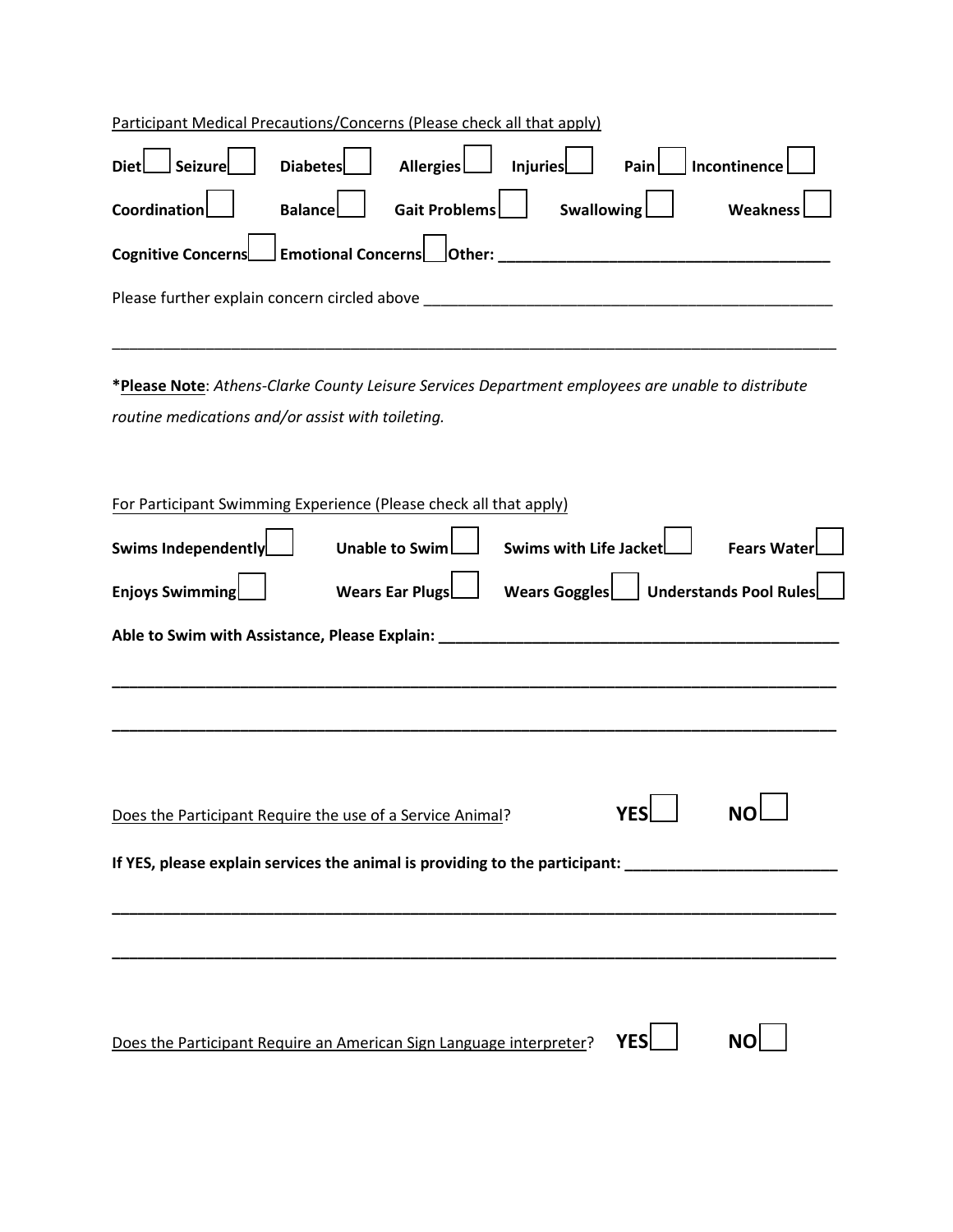Participant Medical Precautions/Concerns (Please check all that apply)

**Diet** ☐ **Seizure** ☐ **Diabetes** ☐ **Allergies** ☐ **Injuries** ☐ **Pain** ☐ **Incontinence** ☐

**Coordination** ☐ **Balance** ☐ **Gait Problems** ☐ **Swallowing** ☐ **Weakness** ☐

**Cognitive Concerns** ☐ **Emotional Concerns** ☐ **Other: ______________________________________**

Please further explain concern circled above ______________________________________________

___________________________________________________________________________________

***Please Note**: *Athens-Clarke County Leisure Services Department employees are unable to distribute routine medications and/or assist with toileting.*

For Participant Swimming Experience (Please check all that apply)

**Swims Independently** ☐ **Unable to Swim** ☐ **Swims with Life Jacket** ☐ **Fears Water** ☐

**Enjoys Swimming** ☐ **Wears Ear Plugs** ☐ **Wears Goggles** ☐ **Understands Pool Rules** ☐

**Able to Swim with Assistance, Please Explain: _______________________________________________**

___________________________________________________________________________________

___________________________________________________________________________________

Does the Participant Require the use of a Service Animal? **YES** ☐ **NO** ☐

**If YES, please explain services the animal is providing to the participant: ________________________**

___________________________________________________________________________________

___________________________________________________________________________________

Does the Participant Require an American Sign Language interpreter? **YES** ☐ **NO** ☐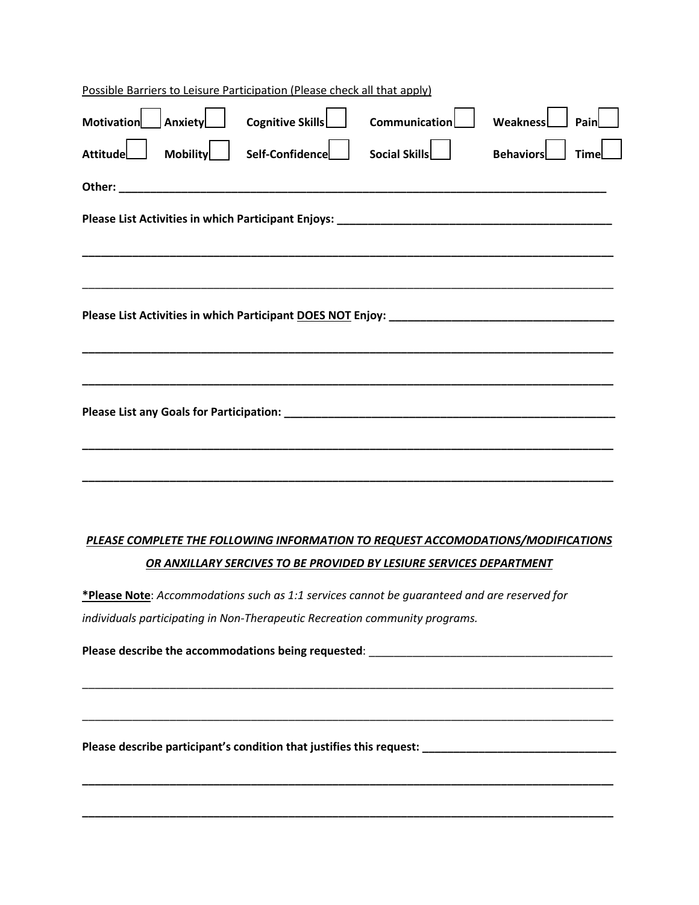<u>Possible Barriers to Leisure Participation (Please check all that apply)</u>

**Motivation** ☐ **Anxiety** ☐ **Cognitive Skills** ☐ **Communication** ☐ **Weakness** ☐ **Pain** ☐

**Attitude** ☐ **Mobility** ☐ **Self-Confidence** ☐ **Social Skills** ☐ **Behaviors** ☐ **Time** ☐

**Other: ___________________________________________________________________________**

**Please List Activities in which Participant Enjoys: _________________________________________**

**_________________________________________________________________________________**

_________________________________________________________________________________

**Please List Activities in which Participant <u>DOES NOT</u> Enjoy: __________________________________**

**_________________________________________________________________________________**

**_________________________________________________________________________________**

**Please List any Goals for Participation: _____________________________________________________**

**_________________________________________________________________________________**

**_________________________________________________________________________________**

***<u>PLEASE COMPLETE THE FOLLOWING INFORMATION TO REQUEST ACCOMODATIONS/MODIFICATIONS OR ANXILLARY SERCIVES TO BE PROVIDED BY LESIURE SERVICES DEPARTMENT</u>***

**<u>*Please Note</u>**: *Accommodations such as 1:1 services cannot be guaranteed and are reserved for individuals participating in Non-Therapeutic Recreation community programs.*

**Please describe the accommodations being requested**: _____________________________________

_________________________________________________________________________________

_________________________________________________________________________________

**Please describe participant's condition that justifies this request: _______________________________**

**_________________________________________________________________________________**

**_________________________________________________________________________________**